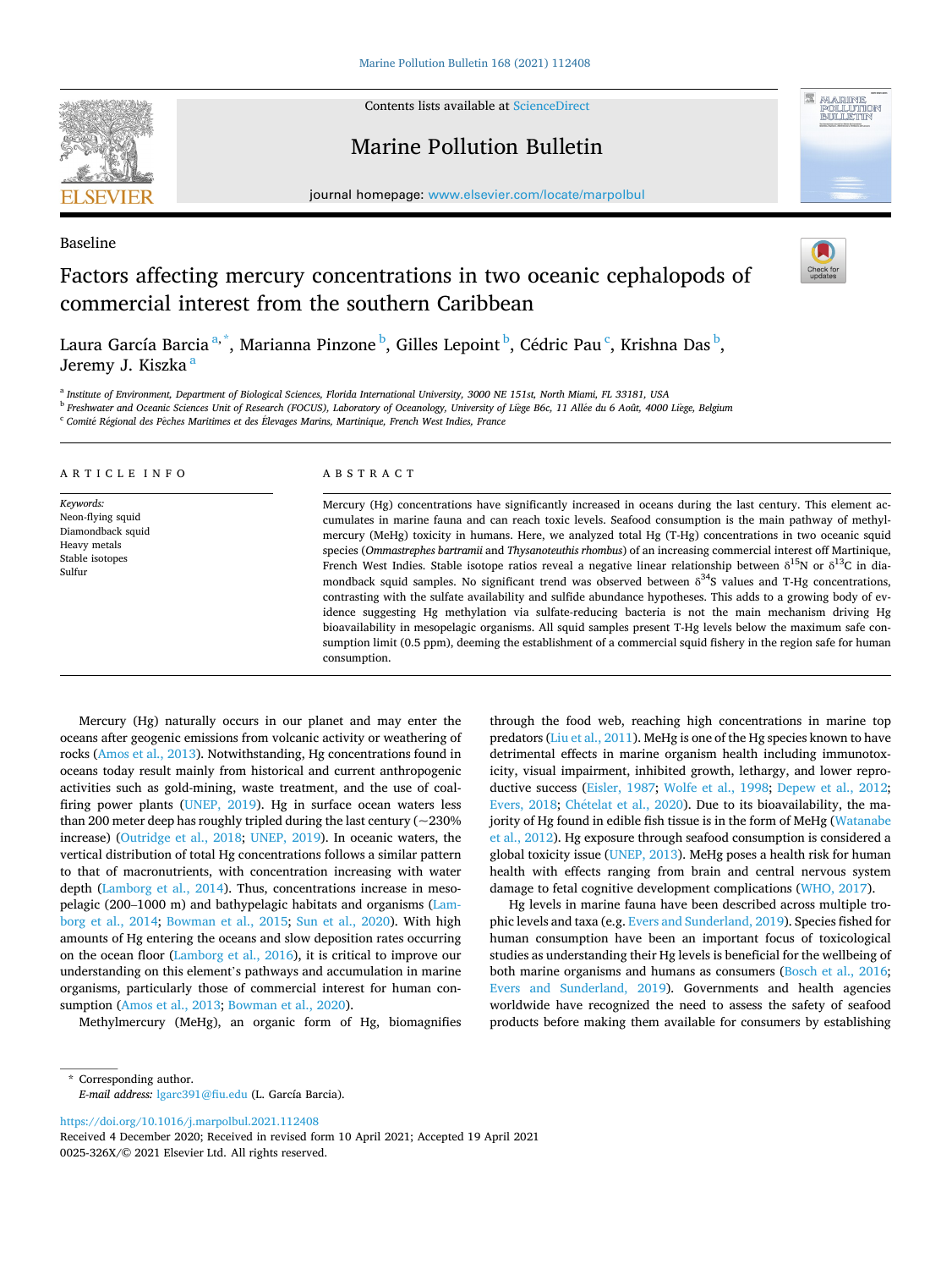Baseline

# Factors affecting mercury concentrations in two oceanic cephalopods of commercial interest from the southern Caribbean

Laura García Barcia[a,*], Marianna Pinzone[b], Gilles Lepoint[b], Cédric Pau[c], Krishna Das[b], Jeremy J. Kiszka[a]

[a] Institute of Environment, Department of Biological Sciences, Florida International University, 3000 NE 151st, North Miami, FL 33181, USA

[b] Freshwater and Oceanic Sciences Unit of Research (FOCUS), Laboratory of Oceanology, University of Liège B6c, 11 Allée du 6 Août, 4000 Liège, Belgium

[c] Comité Régional des Pêches Maritimes et des Élevages Marins, Martinique, French West Indies, France

## ARTICLE INFO

*Keywords:*
Neon-flying squid
Diamondback squid
Heavy metals
Stable isotopes
Sulfur

## ABSTRACT

Mercury (Hg) concentrations have significantly increased in oceans during the last century. This element accumulates in marine fauna and can reach toxic levels. Seafood consumption is the main pathway of methylmercury (MeHg) toxicity in humans. Here, we analyzed total Hg (T-Hg) concentrations in two oceanic squid species (*Ommastrephes bartramii* and *Thysanoteuthis rhombus*) of an increasing commercial interest off Martinique, French West Indies. Stable isotope ratios reveal a negative linear relationship between $\delta^{15}N$ or $\delta^{13}C$ in diamondback squid samples. No significant trend was observed between $\delta^{34}S$ values and T-Hg concentrations, contrasting with the sulfate availability and sulfide abundance hypotheses. This adds to a growing body of evidence suggesting Hg methylation via sulfate-reducing bacteria is not the main mechanism driving Hg bioavailability in mesopelagic organisms. All squid samples present T-Hg levels below the maximum safe consumption limit (0.5 ppm), deeming the establishment of a commercial squid fishery in the region safe for human consumption.

Mercury (Hg) naturally occurs in our planet and may enter the oceans after geogenic emissions from volcanic activity or weathering of rocks (Amos et al., 2013). Notwithstanding, Hg concentrations found in oceans today result mainly from historical and current anthropogenic activities such as gold-mining, waste treatment, and the use of coal-firing power plants (UNEP, 2019). Hg in surface ocean waters less than 200 meter deep has roughly tripled during the last century (~230% increase) (Outridge et al., 2018; UNEP, 2019). In oceanic waters, the vertical distribution of total Hg concentrations follows a similar pattern to that of macronutrients, with concentration increasing with water depth (Lamborg et al., 2014). Thus, concentrations increase in mesopelagic (200–1000 m) and bathypelagic habitats and organisms (Lamborg et al., 2014; Bowman et al., 2015; Sun et al., 2020). With high amounts of Hg entering the oceans and slow deposition rates occurring on the ocean floor (Lamborg et al., 2016), it is critical to improve our understanding on this element's pathways and accumulation in marine organisms, particularly those of commercial interest for human consumption (Amos et al., 2013; Bowman et al., 2020).

Methylmercury (MeHg), an organic form of Hg, biomagnifies through the food web, reaching high concentrations in marine top predators (Liu et al., 2011). MeHg is one of the Hg species known to have detrimental effects in marine organism health including immunotoxicity, visual impairment, inhibited growth, lethargy, and lower reproductive success (Eisler, 1987; Wolfe et al., 1998; Depew et al., 2012; Evers, 2018; Chételat et al., 2020). Due to its bioavailability, the majority of Hg found in edible fish tissue is in the form of MeHg (Watanabe et al., 2012). Hg exposure through seafood consumption is considered a global toxicity issue (UNEP, 2013). MeHg poses a health risk for human health with effects ranging from brain and central nervous system damage to fetal cognitive development complications (WHO, 2017).

Hg levels in marine fauna have been described across multiple trophic levels and taxa (e.g. Evers and Sunderland, 2019). Species fished for human consumption have been an important focus of toxicological studies as understanding their Hg levels is beneficial for the wellbeing of both marine organisms and humans as consumers (Bosch et al., 2016; Evers and Sunderland, 2019). Governments and health agencies worldwide have recognized the need to assess the safety of seafood products before making them available for consumers by establishing

\* Corresponding author.
*E-mail address:* lgarc391@fiu.edu (L. García Barcia).

https://doi.org/10.1016/j.marpolbul.2021.112408
Received 4 December 2020; Received in revised form 10 April 2021; Accepted 19 April 2021
0025-326X/© 2021 Elsevier Ltd. All rights reserved.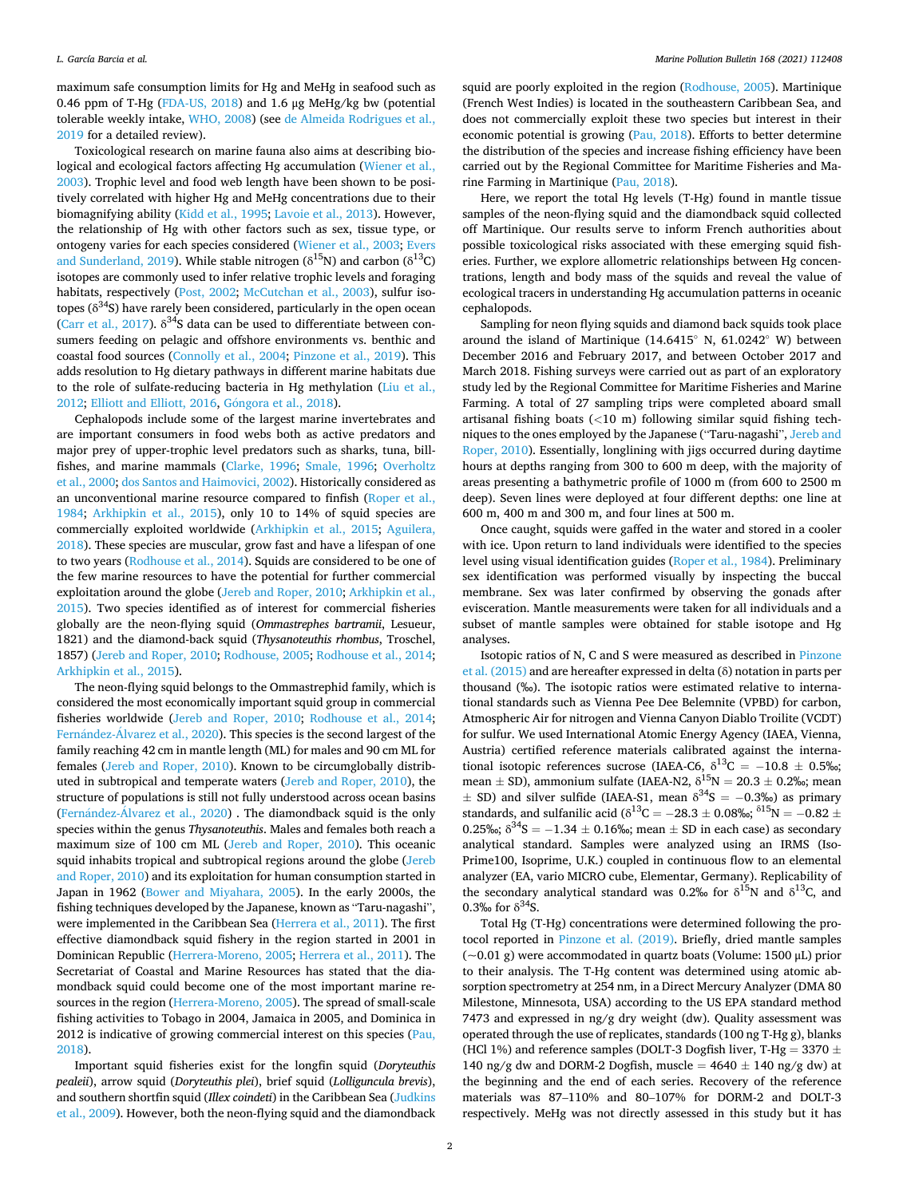maximum safe consumption limits for Hg and MeHg in seafood such as 0.46 ppm of T-Hg (FDA-US, 2018) and 1.6 μg MeHg/kg bw (potential tolerable weekly intake, WHO, 2008) (see de Almeida Rodrigues et al., 2019 for a detailed review).

Toxicological research on marine fauna also aims at describing biological and ecological factors affecting Hg accumulation (Wiener et al., 2003). Trophic level and food web length have been shown to be positively correlated with higher Hg and MeHg concentrations due to their biomagnifying ability (Kidd et al., 1995; Lavoie et al., 2013). However, the relationship of Hg with other factors such as sex, tissue type, or ontogeny varies for each species considered (Wiener et al., 2003; Evers and Sunderland, 2019). While stable nitrogen ($\delta^{15}N$) and carbon ($\delta^{13}C$) isotopes are commonly used to infer relative trophic levels and foraging habitats, respectively (Post, 2002; McCutchan et al., 2003), sulfur isotopes ($\delta^{34}S$) have rarely been considered, particularly in the open ocean (Carr et al., 2017). $\delta^{34}S$ data can be used to differentiate between consumers feeding on pelagic and offshore environments vs. benthic and coastal food sources (Connolly et al., 2004; Pinzone et al., 2019). This adds resolution to Hg dietary pathways in different marine habitats due to the role of sulfate-reducing bacteria in Hg methylation (Liu et al., 2012; Elliott and Elliott, 2016, Góngora et al., 2018).

Cephalopods include some of the largest marine invertebrates and are important consumers in food webs both as active predators and major prey of upper-trophic level predators such as sharks, tuna, billfishes, and marine mammals (Clarke, 1996; Smale, 1996; Overholtz et al., 2000; dos Santos and Haimovici, 2002). Historically considered as an unconventional marine resource compared to finfish (Roper et al., 1984; Arkhipkin et al., 2015), only 10 to 14% of squid species are commercially exploited worldwide (Arkhipkin et al., 2015; Aguilera, 2018). These species are muscular, grow fast and have a lifespan of one to two years (Rodhouse et al., 2014). Squids are considered to be one of the few marine resources to have the potential for further commercial exploitation around the globe (Jereb and Roper, 2010; Arkhipkin et al., 2015). Two species identified as of interest for commercial fisheries globally are the neon-flying squid (*Ommastrephes bartramii*, Lesueur, 1821) and the diamond-back squid (*Thysanoteuthis rhombus*, Troschel, 1857) (Jereb and Roper, 2010; Rodhouse, 2005; Rodhouse et al., 2014; Arkhipkin et al., 2015).

The neon-flying squid belongs to the Ommastrephid family, which is considered the most economically important squid group in commercial fisheries worldwide (Jereb and Roper, 2010; Rodhouse et al., 2014; Fernández-Álvarez et al., 2020). This species is the second largest of the family reaching 42 cm in mantle length (ML) for males and 90 cm ML for females (Jereb and Roper, 2010). Known to be circumglobally distributed in subtropical and temperate waters (Jereb and Roper, 2010), the structure of populations is still not fully understood across ocean basins (Fernández-Álvarez et al., 2020) . The diamondback squid is the only species within the genus *Thysanoteuthis*. Males and females both reach a maximum size of 100 cm ML (Jereb and Roper, 2010). This oceanic squid inhabits tropical and subtropical regions around the globe (Jereb and Roper, 2010) and its exploitation for human consumption started in Japan in 1962 (Bower and Miyahara, 2005). In the early 2000s, the fishing techniques developed by the Japanese, known as "Taru-nagashi", were implemented in the Caribbean Sea (Herrera et al., 2011). The first effective diamondback squid fishery in the region started in 2001 in Dominican Republic (Herrera-Moreno, 2005; Herrera et al., 2011). The Secretariat of Coastal and Marine Resources has stated that the diamondback squid could become one of the most important marine resources in the region (Herrera-Moreno, 2005). The spread of small-scale fishing activities to Tobago in 2004, Jamaica in 2005, and Dominica in 2012 is indicative of growing commercial interest on this species (Pau, 2018).

Important squid fisheries exist for the longfin squid (*Doryteuthis pealeii*), arrow squid (*Doryteuthis plei*), brief squid (*Lolliguncula brevis*), and southern shortfin squid (*Illex coindeti*) in the Caribbean Sea (Judkins et al., 2009). However, both the neon-flying squid and the diamondback squid are poorly exploited in the region (Rodhouse, 2005). Martinique (French West Indies) is located in the southeastern Caribbean Sea, and does not commercially exploit these two species but interest in their economic potential is growing (Pau, 2018). Efforts to better determine the distribution of the species and increase fishing efficiency have been carried out by the Regional Committee for Maritime Fisheries and Marine Farming in Martinique (Pau, 2018).

Here, we report the total Hg levels (T-Hg) found in mantle tissue samples of the neon-flying squid and the diamondback squid collected off Martinique. Our results serve to inform French authorities about possible toxicological risks associated with these emerging squid fisheries. Further, we explore allometric relationships between Hg concentrations, length and body mass of the squids and reveal the value of ecological tracers in understanding Hg accumulation patterns in oceanic cephalopods.

Sampling for neon flying squids and diamond back squids took place around the island of Martinique (14.6415° N, 61.0242° W) between December 2016 and February 2017, and between October 2017 and March 2018. Fishing surveys were carried out as part of an exploratory study led by the Regional Committee for Maritime Fisheries and Marine Farming. A total of 27 sampling trips were completed aboard small artisanal fishing boats (<10 m) following similar squid fishing techniques to the ones employed by the Japanese ("Taru-nagashi", Jereb and Roper, 2010). Essentially, longlining with jigs occurred during daytime hours at depths ranging from 300 to 600 m deep, with the majority of areas presenting a bathymetric profile of 1000 m (from 600 to 2500 m deep). Seven lines were deployed at four different depths: one line at 600 m, 400 m and 300 m, and four lines at 500 m.

Once caught, squids were gaffed in the water and stored in a cooler with ice. Upon return to land individuals were identified to the species level using visual identification guides (Roper et al., 1984). Preliminary sex identification was performed visually by inspecting the buccal membrane. Sex was later confirmed by observing the gonads after evisceration. Mantle measurements were taken for all individuals and a subset of mantle samples were obtained for stable isotope and Hg analyses.

Isotopic ratios of N, C and S were measured as described in Pinzone et al. (2015) and are hereafter expressed in delta (δ) notation in parts per thousand (‰). The isotopic ratios were estimated relative to international standards such as Vienna Pee Dee Belemnite (VPBD) for carbon, Atmospheric Air for nitrogen and Vienna Canyon Diablo Troilite (VCDT) for sulfur. We used International Atomic Energy Agency (IAEA, Vienna, Austria) certified reference materials calibrated against the international isotopic references sucrose (IAEA-C6, $\delta^{13}C = -10.8 \pm 0.5$‰; mean ± SD), ammonium sulfate (IAEA-N2, $\delta^{15}N = 20.3 \pm 0.2$‰; mean ± SD) and silver sulfide (IAEA-S1, mean $\delta^{34}S = -0.3$‰) as primary standards, and sulfanilic acid ($\delta^{13}C = -28.3 \pm 0.08$‰; $\delta^{15}N = -0.82 \pm 0.25$‰; $\delta^{34}S = -1.34 \pm 0.16$‰; mean ± SD in each case) as secondary analytical standard. Samples were analyzed using an IRMS (Iso-Prime100, Isoprime, U.K.) coupled in continuous flow to an elemental analyzer (EA, vario MICRO cube, Elementar, Germany). Replicability of the secondary analytical standard was 0.2‰ for $\delta^{15}N$ and $\delta^{13}C$, and 0.3‰ for $\delta^{34}S$.

Total Hg (T-Hg) concentrations were determined following the protocol reported in Pinzone et al. (2019). Briefly, dried mantle samples (~0.01 g) were accommodated in quartz boats (Volume: 1500 μL) prior to their analysis. The T-Hg content was determined using atomic absorption spectrometry at 254 nm, in a Direct Mercury Analyzer (DMA 80 Milestone, Minnesota, USA) according to the US EPA standard method 7473 and expressed in ng/g dry weight (dw). Quality assessment was operated through the use of replicates, standards (100 ng T-Hg g), blanks (HCl 1%) and reference samples (DOLT-3 Dogfish liver, T-Hg = 3370 ± 140 ng/g dw and DORM-2 Dogfish, muscle = 4640 ± 140 ng/g dw) at the beginning and the end of each series. Recovery of the reference materials was 87–110% and 80–107% for DORM-2 and DOLT-3 respectively. MeHg was not directly assessed in this study but it has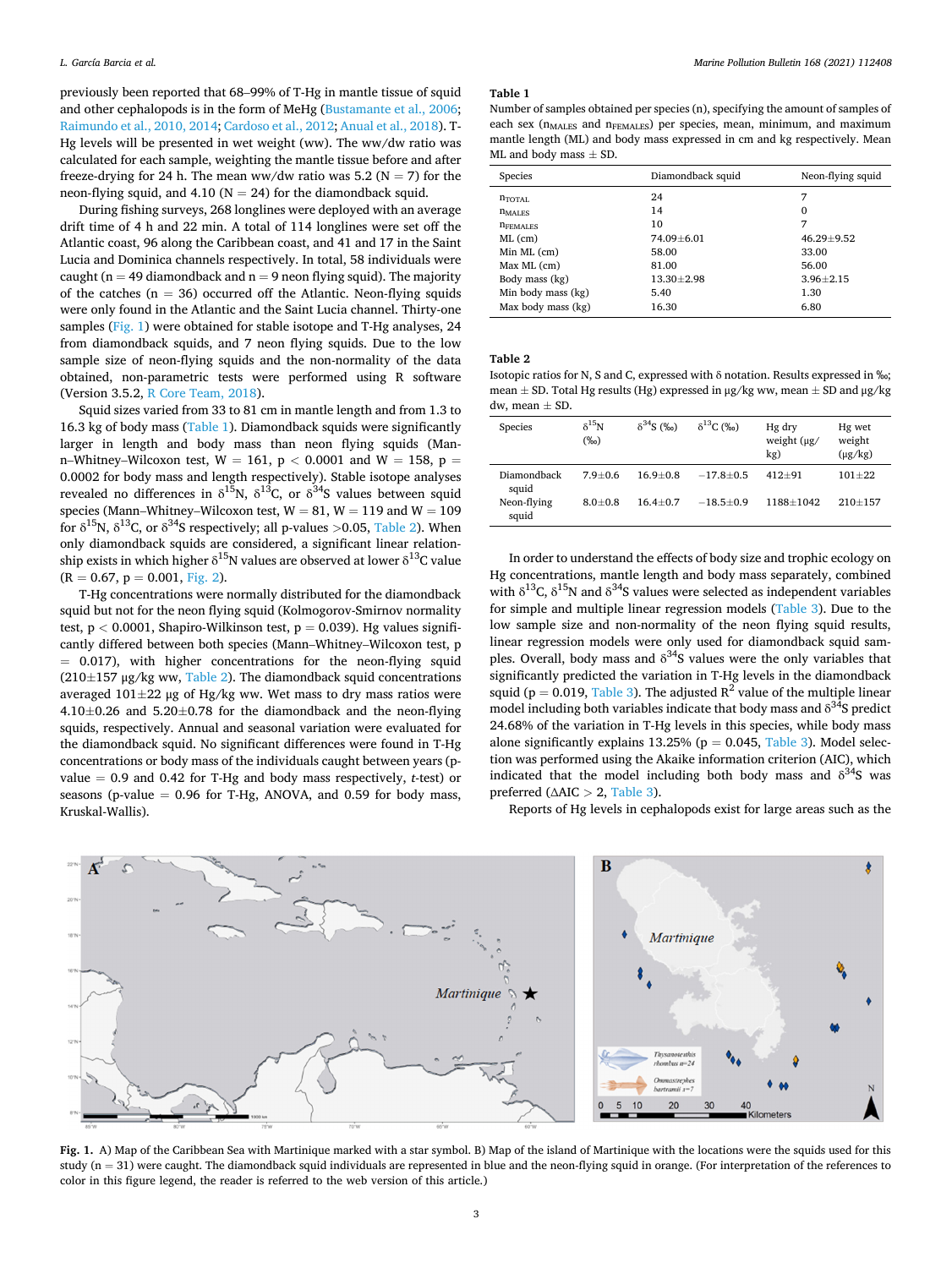previously been reported that 68–99% of T-Hg in mantle tissue of squid and other cephalopods is in the form of MeHg (Bustamante et al., 2006; Raimundo et al., 2010, 2014; Cardoso et al., 2012; Anual et al., 2018). T-Hg levels will be presented in wet weight (ww). The ww/dw ratio was calculated for each sample, weighting the mantle tissue before and after freeze-drying for 24 h. The mean ww/dw ratio was 5.2 (N = 7) for the neon-flying squid, and 4.10 (N = 24) for the diamondback squid.

During fishing surveys, 268 longlines were deployed with an average drift time of 4 h and 22 min. A total of 114 longlines were set off the Atlantic coast, 96 along the Caribbean coast, and 41 and 17 in the Saint Lucia and Dominica channels respectively. In total, 58 individuals were caught (n = 49 diamondback and n = 9 neon flying squid). The majority of the catches (n = 36) occurred off the Atlantic. Neon-flying squids were only found in the Atlantic and the Saint Lucia channel. Thirty-one samples (Fig. 1) were obtained for stable isotope and T-Hg analyses, 24 from diamondback squids, and 7 neon flying squids. Due to the low sample size of neon-flying squids and the non-normality of the data obtained, non-parametric tests were performed using R software (Version 3.5.2, R Core Team, 2018).

Squid sizes varied from 33 to 81 cm in mantle length and from 1.3 to 16.3 kg of body mass (Table 1). Diamondback squids were significantly larger in length and body mass than neon flying squids (Mann–Whitney–Wilcoxon test, W = 161, $p < 0.0001$ and W = 158, p = 0.0002 for body mass and length respectively). Stable isotope analyses revealed no differences in $\delta^{15}N$, $\delta^{13}C$, or $\delta^{34}S$ values between squid species (Mann–Whitney–Wilcoxon test, W = 81, W = 119 and W = 109 for $\delta^{15}N$, $\delta^{13}C$, or $\delta^{34}S$ respectively; all p-values >0.05, Table 2). When only diamondback squids are considered, a significant linear relationship exists in which higher $\delta^{15}N$ values are observed at lower $\delta^{13}C$ value (R = 0.67, p = 0.001, Fig. 2).

T-Hg concentrations were normally distributed for the diamondback squid but not for the neon flying squid (Kolmogorov-Smirnov normality test, $p < 0.0001$, Shapiro-Wilkinson test, p = 0.039). Hg values significantly differed between both species (Mann–Whitney–Wilcoxon test, p = 0.017), with higher concentrations for the neon-flying squid (210±157 μg/kg ww, Table 2). The diamondback squid concentrations averaged 101±22 μg of Hg/kg ww. Wet mass to dry mass ratios were 4.10±0.26 and 5.20±0.78 for the diamondback and the neon-flying squids, respectively. Annual and seasonal variation were evaluated for the diamondback squid. No significant differences were found in T-Hg concentrations or body mass of the individuals caught between years (p-value = 0.9 and 0.42 for T-Hg and body mass respectively, *t*-test) or seasons (p-value = 0.96 for T-Hg, ANOVA, and 0.59 for body mass, Kruskal-Wallis).

**Table 1**
Number of samples obtained per species (n), specifying the amount of samples of each sex ($n_{MALES}$ and $n_{FEMALES}$) per species, mean, minimum, and maximum mantle length (ML) and body mass expressed in cm and kg respectively. Mean ML and body mass ± SD.

| Species | Diamondback squid | Neon-flying squid |
|---|---|---|
| $n_{TOTAL}$ | 24 | 7 |
| $n_{MALES}$ | 14 | 0 |
| $n_{FEMALES}$ | 10 | 7 |
| ML (cm) | 74.09±6.01 | 46.29±9.52 |
| Min ML (cm) | 58.00 | 33.00 |
| Max ML (cm) | 81.00 | 56.00 |
| Body mass (kg) | 13.30±2.98 | 3.96±2.15 |
| Min body mass (kg) | 5.40 | 1.30 |
| Max body mass (kg) | 16.30 | 6.80 |

**Table 2**
Isotopic ratios for N, S and C, expressed with δ notation. Results expressed in ‰; mean ± SD. Total Hg results (Hg) expressed in μg/kg ww, mean ± SD and μg/kg dw, mean ± SD.

| Species | $\delta^{15}N$ (‰) | $\delta^{34}S$ (‰) | $\delta^{13}C$ (‰) | Hg dry weight (μg/kg) | Hg wet weight (μg/kg) |
|---|---|---|---|---|---|
| Diamondback squid | 7.9±0.6 | 16.9±0.8 | −17.8±0.5 | 412±91 | 101±22 |
| Neon-flying squid | 8.0±0.8 | 16.4±0.7 | −18.5±0.9 | 1188±1042 | 210±157 |

In order to understand the effects of body size and trophic ecology on Hg concentrations, mantle length and body mass separately, combined with $\delta^{13}C$, $\delta^{15}N$ and $\delta^{34}S$ values were selected as independent variables for simple and multiple linear regression models (Table 3). Due to the low sample size and non-normality of the neon flying squid results, linear regression models were only used for diamondback squid samples. Overall, body mass and $\delta^{34}S$ values were the only variables that significantly predicted the variation in T-Hg levels in the diamondback squid (p = 0.019, Table 3). The adjusted $R^2$ value of the multiple linear model including both variables indicate that body mass and $\delta^{34}S$ predict 24.68% of the variation in T-Hg levels in this species, while body mass alone significantly explains 13.25% (p = 0.045, Table 3). Model selection was performed using the Akaike information criterion (AIC), which indicated that the model including both body mass and $\delta^{34}S$ was preferred (ΔAIC > 2, Table 3).

Reports of Hg levels in cephalopods exist for large areas such as the

**Fig. 1.** A) Map of the Caribbean Sea with Martinique marked with a star symbol. B) Map of the island of Martinique with the locations were the squids used for this study (n = 31) were caught. The diamondback squid individuals are represented in blue and the neon-flying squid in orange. (For interpretation of the references to color in this figure legend, the reader is referred to the web version of this article.)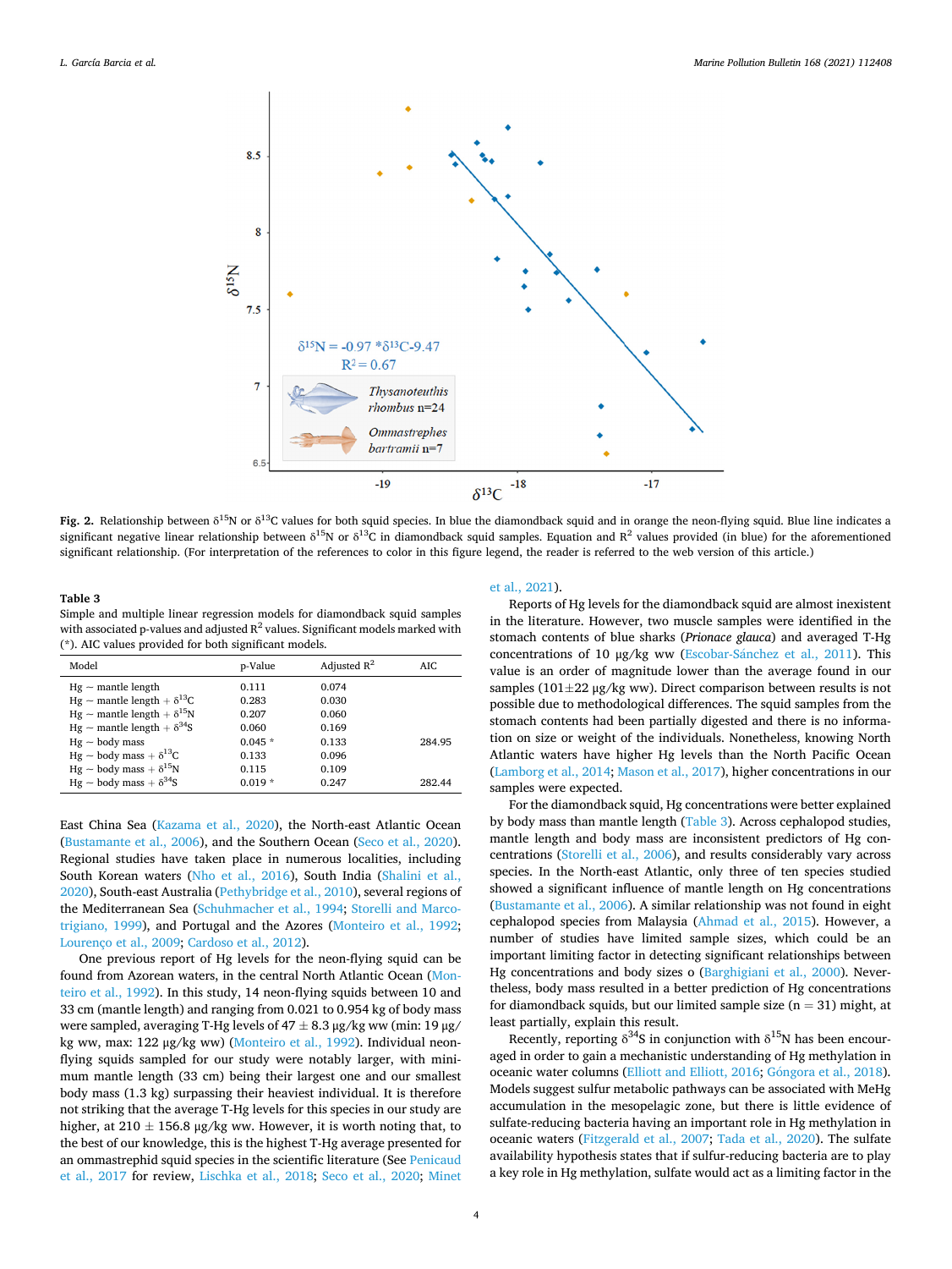**Fig. 2.** Relationship between $\delta^{15}N$ or $\delta^{13}C$ values for both squid species. In blue the diamondback squid and in orange the neon-flying squid. Blue line indicates a significant negative linear relationship between $\delta^{15}N$ or $\delta^{13}C$ in diamondback squid samples. Equation and $R^2$ values provided (in blue) for the aforementioned significant relationship. (For interpretation of the references to color in this figure legend, the reader is referred to the web version of this article.)

**Table 3**
Simple and multiple linear regression models for diamondback squid samples with associated p-values and adjusted $R^2$ values. Significant models marked with (*). AIC values provided for both significant models.

| Model | p-Value | Adjusted $R^2$ | AIC |
|---|---|---|---|
| Hg ~ mantle length | 0.111 | 0.074 | |
| Hg ~ mantle length + $\delta^{13}C$ | 0.283 | 0.030 | |
| Hg ~ mantle length + $\delta^{15}N$ | 0.207 | 0.060 | |
| Hg ~ mantle length + $\delta^{34}S$ | 0.060 | 0.169 | |
| Hg ~ body mass | 0.045 * | 0.133 | 284.95 |
| Hg ~ body mass + $\delta^{13}C$ | 0.133 | 0.096 | |
| Hg ~ body mass + $\delta^{15}N$ | 0.115 | 0.109 | |
| Hg ~ body mass + $\delta^{34}S$ | 0.019 * | 0.247 | 282.44 |

East China Sea (Kazama et al., 2020), the North-east Atlantic Ocean (Bustamante et al., 2006), and the Southern Ocean (Seco et al., 2020). Regional studies have taken place in numerous localities, including South Korean waters (Nho et al., 2016), South India (Shalini et al., 2020), South-east Australia (Pethybridge et al., 2010), several regions of the Mediterranean Sea (Schuhmacher et al., 1994; Storelli and Marcotrigiano, 1999), and Portugal and the Azores (Monteiro et al., 1992; Lourenço et al., 2009; Cardoso et al., 2012).

One previous report of Hg levels for the neon-flying squid can be found from Azorean waters, in the central North Atlantic Ocean (Monteiro et al., 1992). In this study, 14 neon-flying squids between 10 and 33 cm (mantle length) and ranging from 0.021 to 0.954 kg of body mass were sampled, averaging T-Hg levels of 47 ± 8.3 μg/kg ww (min: 19 μg/kg ww, max: 122 μg/kg ww) (Monteiro et al., 1992). Individual neon-flying squids sampled for our study were notably larger, with minimum mantle length (33 cm) being their largest one and our smallest body mass (1.3 kg) surpassing their heaviest individual. It is therefore not striking that the average T-Hg levels for this species in our study are higher, at 210 ± 156.8 μg/kg ww. However, it is worth noting that, to the best of our knowledge, this is the highest T-Hg average presented for an ommastrephid squid species in the scientific literature (See Penicaud et al., 2017 for review, Lischka et al., 2018; Seco et al., 2020; Minet et al., 2021).

Reports of Hg levels for the diamondback squid are almost inexistent in the literature. However, two muscle samples were identified in the stomach contents of blue sharks (*Prionace glauca*) and averaged T-Hg concentrations of 10 μg/kg ww (Escobar-Sánchez et al., 2011). This value is an order of magnitude lower than the average found in our samples (101±22 μg/kg ww). Direct comparison between results is not possible due to methodological differences. The squid samples from the stomach contents had been partially digested and there is no information on size or weight of the individuals. Nonetheless, knowing North Atlantic waters have higher Hg levels than the North Pacific Ocean (Lamborg et al., 2014; Mason et al., 2017), higher concentrations in our samples were expected.

For the diamondback squid, Hg concentrations were better explained by body mass than mantle length (Table 3). Across cephalopod studies, mantle length and body mass are inconsistent predictors of Hg concentrations (Storelli et al., 2006), and results considerably vary across species. In the North-east Atlantic, only three of ten species studied showed a significant influence of mantle length on Hg concentrations (Bustamante et al., 2006). A similar relationship was not found in eight cephalopod species from Malaysia (Ahmad et al., 2015). However, a number of studies have limited sample sizes, which could be an important limiting factor in detecting significant relationships between Hg concentrations and body sizes o (Barghigiani et al., 2000). Nevertheless, body mass resulted in a better prediction of Hg concentrations for diamondback squids, but our limited sample size (n = 31) might, at least partially, explain this result.

Recently, reporting $\delta^{34}S$ in conjunction with $\delta^{15}N$ has been encouraged in order to gain a mechanistic understanding of Hg methylation in oceanic water columns (Elliott and Elliott, 2016; Góngora et al., 2018). Models suggest sulfur metabolic pathways can be associated with MeHg accumulation in the mesopelagic zone, but there is little evidence of sulfate-reducing bacteria having an important role in Hg methylation in oceanic waters (Fitzgerald et al., 2007; Tada et al., 2020). The sulfate availability hypothesis states that if sulfur-reducing bacteria are to play a key role in Hg methylation, sulfate would act as a limiting factor in the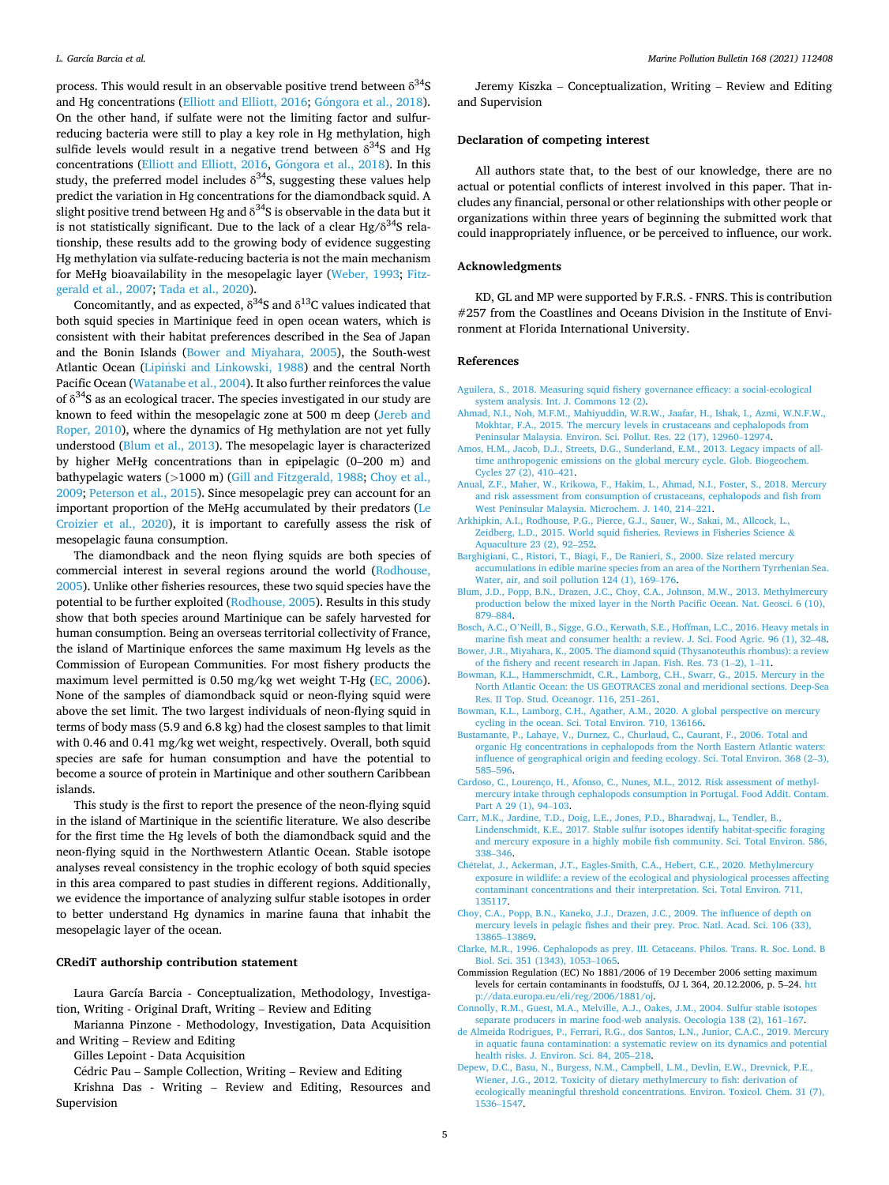process. This would result in an observable positive trend between $\delta^{34}S$ and Hg concentrations (Elliott and Elliott, 2016; Góngora et al., 2018). On the other hand, if sulfate were not the limiting factor and sulfur-reducing bacteria were still to play a key role in Hg methylation, high sulfide levels would result in a negative trend between $\delta^{34}S$ and Hg concentrations (Elliott and Elliott, 2016, Góngora et al., 2018). In this study, the preferred model includes $\delta^{34}S$, suggesting these values help predict the variation in Hg concentrations for the diamondback squid. A slight positive trend between Hg and $\delta^{34}S$ is observable in the data but it is not statistically significant. Due to the lack of a clear Hg/$\delta^{34}S$ relationship, these results add to the growing body of evidence suggesting Hg methylation via sulfate-reducing bacteria is not the main mechanism for MeHg bioavailability in the mesopelagic layer (Weber, 1993; Fitzgerald et al., 2007; Tada et al., 2020).

Concomitantly, and as expected, $\delta^{34}S$ and $\delta^{13}C$ values indicated that both squid species in Martinique feed in open ocean waters, which is consistent with their habitat preferences described in the Sea of Japan and the Bonin Islands (Bower and Miyahara, 2005), the South-west Atlantic Ocean (Lipiński and Linkowski, 1988) and the central North Pacific Ocean (Watanabe et al., 2004). It also further reinforces the value of $\delta^{34}S$ as an ecological tracer. The species investigated in our study are known to feed within the mesopelagic zone at 500 m deep (Jereb and Roper, 2010), where the dynamics of Hg methylation are not yet fully understood (Blum et al., 2013). The mesopelagic layer is characterized by higher MeHg concentrations than in epipelagic (0–200 m) and bathypelagic waters (>1000 m) (Gill and Fitzgerald, 1988; Choy et al., 2009; Peterson et al., 2015). Since mesopelagic prey can account for an important proportion of the MeHg accumulated by their predators (Le Croizier et al., 2020), it is important to carefully assess the risk of mesopelagic fauna consumption.

The diamondback and the neon flying squids are both species of commercial interest in several regions around the world (Rodhouse, 2005). Unlike other fisheries resources, these two squid species have the potential to be further exploited (Rodhouse, 2005). Results in this study show that both species around Martinique can be safely harvested for human consumption. Being an overseas territorial collectivity of France, the island of Martinique enforces the same maximum Hg levels as the Commission of European Communities. For most fishery products the maximum level permitted is 0.50 mg/kg wet weight T-Hg (EC, 2006). None of the samples of diamondback squid or neon-flying squid were above the set limit. The two largest individuals of neon-flying squid in terms of body mass (5.9 and 6.8 kg) had the closest samples to that limit with 0.46 and 0.41 mg/kg wet weight, respectively. Overall, both squid species are safe for human consumption and have the potential to become a source of protein in Martinique and other southern Caribbean islands.

This study is the first to report the presence of the neon-flying squid in the island of Martinique in the scientific literature. We also describe for the first time the Hg levels of both the diamondback squid and the neon-flying squid in the Northwestern Atlantic Ocean. Stable isotope analyses reveal consistency in the trophic ecology of both squid species in this area compared to past studies in different regions. Additionally, we evidence the importance of analyzing sulfur stable isotopes in order to better understand Hg dynamics in marine fauna that inhabit the mesopelagic layer of the ocean.

## CRediT authorship contribution statement

Laura García Barcia - Conceptualization, Methodology, Investigation, Writing - Original Draft, Writing – Review and Editing

Marianna Pinzone - Methodology, Investigation, Data Acquisition and Writing – Review and Editing

Gilles Lepoint - Data Acquisition

Cédric Pau – Sample Collection, Writing – Review and Editing

Krishna Das - Writing – Review and Editing, Resources and Supervision

Jeremy Kiszka – Conceptualization, Writing – Review and Editing and Supervision

## Declaration of competing interest

All authors state that, to the best of our knowledge, there are no actual or potential conflicts of interest involved in this paper. That includes any financial, personal or other relationships with other people or organizations within three years of beginning the submitted work that could inappropriately influence, or be perceived to influence, our work.

## Acknowledgments

KD, GL and MP were supported by F.R.S. - FNRS. This is contribution #257 from the Coastlines and Oceans Division in the Institute of Environment at Florida International University.

## References

Aguilera, S., 2018. Measuring squid fishery governance efficacy: a social-ecological system analysis. Int. J. Commons 12 (2).

Ahmad, N.I., Noh, M.F.M., Mahiyuddin, W.R.W., Jaafar, H., Ishak, I., Azmi, W.N.F.W., Mokhtar, F.A., 2015. The mercury levels in crustaceans and cephalopods from Peninsular Malaysia. Environ. Sci. Pollut. Res. 22 (17), 12960–12974.

Amos, H.M., Jacob, D.J., Streets, D.G., Sunderland, E.M., 2013. Legacy impacts of all-time anthropogenic emissions on the global mercury cycle. Glob. Biogeochem. Cycles 27 (2), 410–421.

Anual, Z.F., Maher, W., Krikowa, F., Hakim, L., Ahmad, N.I., Foster, S., 2018. Mercury and risk assessment from consumption of crustaceans, cephalopods and fish from West Peninsular Malaysia. Microchem. J. 140, 214–221.

Arkhipkin, A.I., Rodhouse, P.G., Pierce, G.J., Sauer, W., Sakai, M., Allcock, L., Zeidberg, L.D., 2015. World squid fisheries. Reviews in Fisheries Science & Aquaculture 23 (2), 92–252.

Barghigiani, C., Ristori, T., Biagi, F., De Ranieri, S., 2000. Size related mercury accumulations in edible marine species from an area of the Northern Tyrrhenian Sea. Water, air, and soil pollution 124 (1), 169–176.

Blum, J.D., Popp, B.N., Drazen, J.C., Choy, C.A., Johnson, M.W., 2013. Methylmercury production below the mixed layer in the North Pacific Ocean. Nat. Geosci. 6 (10), 879–884.

Bosch, A.C., O'Neill, B., Sigge, G.O., Kerwath, S.E., Hoffman, L.C., 2016. Heavy metals in marine fish meat and consumer health: a review. J. Sci. Food Agric. 96 (1), 32–48.

Bower, J.R., Miyahara, K., 2005. The diamond squid (Thysanoteuthis rhombus): a review of the fishery and recent research in Japan. Fish. Res. 73 (1–2), 1–11.

Bowman, K.L., Hammerschmidt, C.R., Lamborg, C.H., Swarr, G., 2015. Mercury in the North Atlantic Ocean: the US GEOTRACES zonal and meridional sections. Deep-Sea Res. II Top. Stud. Oceanogr. 116, 251–261.

Bowman, K.L., Lamborg, C.H., Agather, A.M., 2020. A global perspective on mercury cycling in the ocean. Sci. Total Environ. 710, 136166.

Bustamante, P., Lahaye, V., Durnez, C., Churlaud, C., Caurant, F., 2006. Total and organic Hg concentrations in cephalopods from the North Eastern Atlantic waters: influence of geographical origin and feeding ecology. Sci. Total Environ. 368 (2–3), 585–596.

Cardoso, C., Lourenço, H., Afonso, C., Nunes, M.L., 2012. Risk assessment of methyl-mercury intake through cephalopods consumption in Portugal. Food Addit. Contam. Part A 29 (1), 94–103.

Carr, M.K., Jardine, T.D., Doig, L.E., Jones, P.D., Bharadwaj, L., Tendler, B., Lindenschmidt, K.E., 2017. Stable sulfur isotopes identify habitat-specific foraging and mercury exposure in a highly mobile fish community. Sci. Total Environ. 586, 338–346.

Chételat, J., Ackerman, J.T., Eagles-Smith, C.A., Hebert, C.E., 2020. Methylmercury exposure in wildlife: a review of the ecological and physiological processes affecting contaminant concentrations and their interpretation. Sci. Total Environ. 711, 135117.

Choy, C.A., Popp, B.N., Kaneko, J.J., Drazen, J.C., 2009. The influence of depth on mercury levels in pelagic fishes and their prey. Proc. Natl. Acad. Sci. 106 (33), 13865–13869.

Clarke, M.R., 1996. Cephalopods as prey. III. Cetaceans. Philos. Trans. R. Soc. Lond. B Biol. Sci. 351 (1343), 1053–1065.

Commission Regulation (EC) No 1881/2006 of 19 December 2006 setting maximum levels for certain contaminants in foodstuffs, OJ L 364, 20.12.2006, p. 5–24. http://data.europa.eu/eli/reg/2006/1881/oj.

Connolly, R.M., Guest, M.A., Melville, A.J., Oakes, J.M., 2004. Sulfur stable isotopes separate producers in marine food-web analysis. Oecologia 138 (2), 161–167.

de Almeida Rodrigues, P., Ferrari, R.G., dos Santos, L.N., Junior, C.A.C., 2019. Mercury in aquatic fauna contamination: a systematic review on its dynamics and potential health risks. J. Environ. Sci. 84, 205–218.

Depew, D.C., Basu, N., Burgess, N.M., Campbell, L.M., Devlin, E.W., Drevnick, P.E., Wiener, J.G., 2012. Toxicity of dietary methylmercury to fish: derivation of ecologically meaningful threshold concentrations. Environ. Toxicol. Chem. 31 (7), 1536–1547.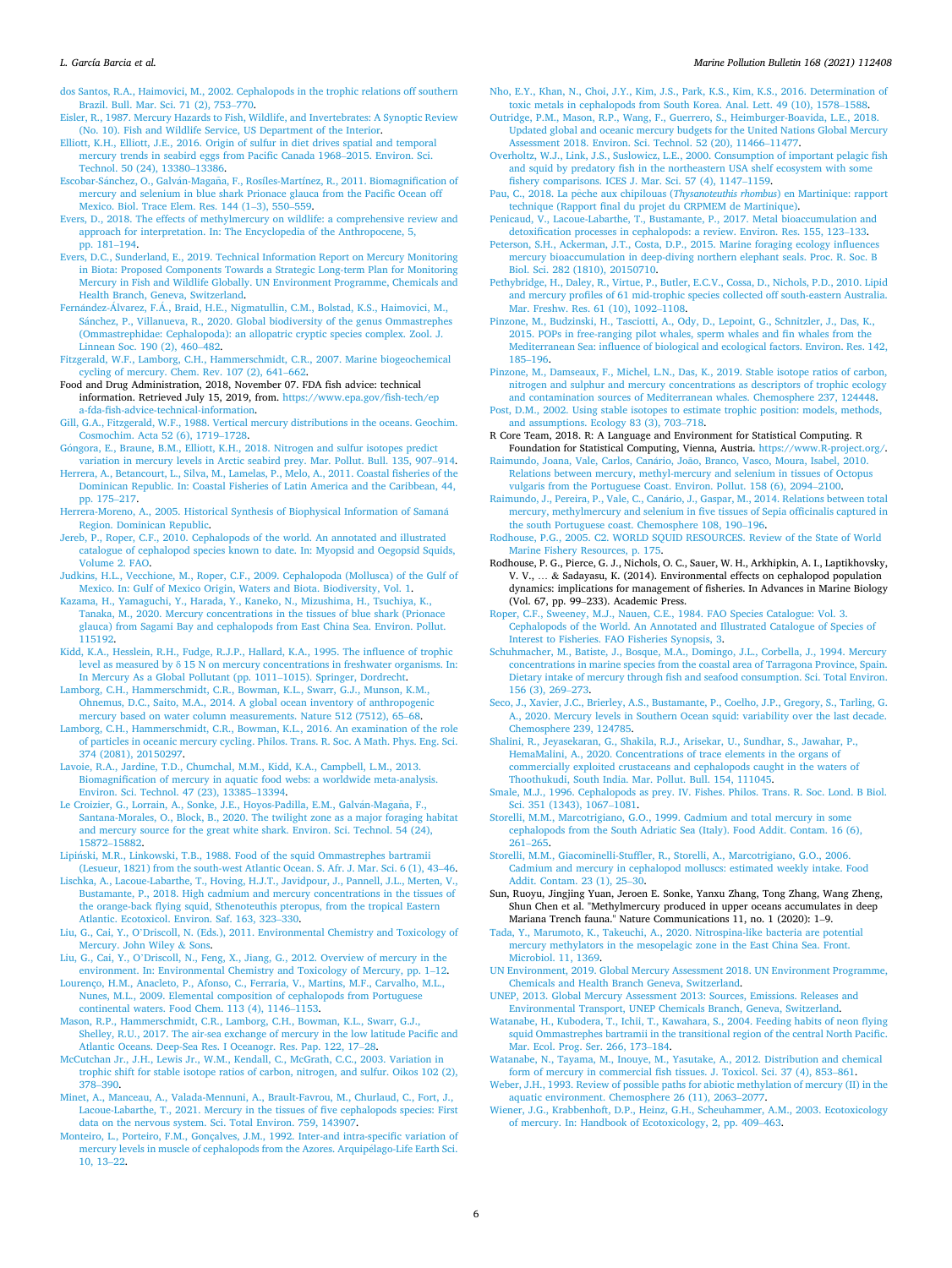dos Santos, R.A., Haimovici, M., 2002. Cephalopods in the trophic relations off southern Brazil. Bull. Mar. Sci. 71 (2), 753–770.

Eisler, R., 1987. Mercury Hazards to Fish, Wildlife, and Invertebrates: A Synoptic Review (No. 10). Fish and Wildlife Service, US Department of the Interior.

Elliott, K.H., Elliott, J.E., 2016. Origin of sulfur in diet drives spatial and temporal mercury trends in seabird eggs from Pacific Canada 1968–2015. Environ. Sci. Technol. 50 (24), 13380–13386.

Escobar-Sánchez, O., Galván-Magaña, F., Rosíles-Martínez, R., 2011. Biomagnification of mercury and selenium in blue shark Prionace glauca from the Pacific Ocean off Mexico. Biol. Trace Elem. Res. 144 (1–3), 550–559.

Evers, D., 2018. The effects of methylmercury on wildlife: a comprehensive review and approach for interpretation. In: The Encyclopedia of the Anthropocene, 5, pp. 181–194.

Evers, D.C., Sunderland, E., 2019. Technical Information Report on Mercury Monitoring in Biota: Proposed Components Towards a Strategic Long-term Plan for Monitoring Mercury in Fish and Wildlife Globally. UN Environment Programme, Chemicals and Health Branch, Geneva, Switzerland.

Fernández-Álvarez, F.Á., Braid, H.E., Nigmatullin, C.M., Bolstad, K.S., Haimovici, M., Sánchez, P., Villanueva, R., 2020. Global biodiversity of the genus Ommastrephes (Ommastrephidae: Cephalopoda): an allopatric cryptic species complex. Zool. J. Linnean Soc. 190 (2), 460–482.

Fitzgerald, W.F., Lamborg, C.H., Hammerschmidt, C.R., 2007. Marine biogeochemical cycling of mercury. Chem. Rev. 107 (2), 641–662.

Food and Drug Administration, 2018, November 07. FDA fish advice: technical information. Retrieved July 15, 2019, from. https://www.epa.gov/fish-tech/epa-fda-fish-advice-technical-information.

Gill, G.A., Fitzgerald, W.F., 1988. Vertical mercury distributions in the oceans. Geochim. Cosmochim. Acta 52 (6), 1719–1728.

Góngora, E., Braune, B.M., Elliott, K.H., 2018. Nitrogen and sulfur isotopes predict variation in mercury levels in Arctic seabird prey. Mar. Pollut. Bull. 135, 907–914.

Herrera, A., Betancourt, L., Silva, M., Lamelas, P., Melo, A., 2011. Coastal fisheries of the Dominican Republic. In: Coastal Fisheries of Latin America and the Caribbean, 44, pp. 175–217.

Herrera-Moreno, A., 2005. Historical Synthesis of Biophysical Information of Samaná Region. Dominican Republic.

Jereb, P., Roper, C.F., 2010. Cephalopods of the world. An annotated and illustrated catalogue of cephalopod species known to date. In: Myopsid and Oegopsid Squids, Volume 2. FAO.

Judkins, H.L., Vecchione, M., Roper, C.F., 2009. Cephalopoda (Mollusca) of the Gulf of Mexico. In: Gulf of Mexico Origin, Waters and Biota. Biodiversity, Vol. 1.

Kazama, H., Yamaguchi, Y., Harada, Y., Kaneko, N., Mizushima, H., Tsuchiya, K., Tanaka, M., 2020. Mercury concentrations in the tissues of blue shark (Prionace glauca) from Sagami Bay and cephalopods from East China Sea. Environ. Pollut. 115192.

Kidd, K.A., Hesslein, R.H., Fudge, R.J.P., Hallard, K.A., 1995. The influence of trophic level as measured by δ 15 N on mercury concentrations in freshwater organisms. In: In Mercury As a Global Pollutant (pp. 1011–1015). Springer, Dordrecht.

Lamborg, C.H., Hammerschmidt, C.R., Bowman, K.L., Swarr, G.J., Munson, K.M., Ohnemus, D.C., Saito, M.A., 2014. A global ocean inventory of anthropogenic mercury based on water column measurements. Nature 512 (7512), 65–68.

Lamborg, C.H., Hammerschmidt, C.R., Bowman, K.L., 2016. An examination of the role of particles in oceanic mercury cycling. Philos. Trans. R. Soc. A Math. Phys. Eng. Sci. 374 (2081), 20150297.

Lavoie, R.A., Jardine, T.D., Chumchal, M.M., Kidd, K.A., Campbell, L.M., 2013. Biomagnification of mercury in aquatic food webs: a worldwide meta-analysis. Environ. Sci. Technol. 47 (23), 13385–13394.

Le Croizier, G., Lorrain, A., Sonke, J.E., Hoyos-Padilla, E.M., Galván-Magaña, F., Santana-Morales, O., Block, B., 2020. The twilight zone as a major foraging habitat and mercury source for the great white shark. Environ. Sci. Technol. 54 (24), 15872–15882.

Lipiński, M.R., Linkowski, T.B., 1988. Food of the squid Ommastrephes bartramii (Lesueur, 1821) from the south-west Atlantic Ocean. S. Afr. J. Mar. Sci. 6 (1), 43–46.

Lischka, A., Lacoue-Labarthe, T., Hoving, H.J.T., Javidpour, J., Pannell, J.L., Merten, V., Bustamante, P., 2018. High cadmium and mercury concentrations in the tissues of the orange-back flying squid, Sthenoteuthis pteropus, from the tropical Eastern Atlantic. Ecotoxicol. Environ. Saf. 163, 323–330.

Liu, G., Cai, Y., O'Driscoll, N. (Eds.), 2011. Environmental Chemistry and Toxicology of Mercury. John Wiley & Sons.

Liu, G., Cai, Y., O'Driscoll, N., Feng, X., Jiang, G., 2012. Overview of mercury in the environment. In: Environmental Chemistry and Toxicology of Mercury, pp. 1–12.

Lourenço, H.M., Anacleto, P., Afonso, C., Ferraria, V., Martins, M.F., Carvalho, M.L., Nunes, M.L., 2009. Elemental composition of cephalopods from Portuguese continental waters. Food Chem. 113 (4), 1146–1153.

Mason, R.P., Hammerschmidt, C.R., Lamborg, C.H., Bowman, K.L., Swarr, G.J., Shelley, R.U., 2017. The air-sea exchange of mercury in the low latitude Pacific and Atlantic Oceans. Deep-Sea Res. I Oceanogr. Res. Pap. 122, 17–28.

McCutchan Jr., J.H., Lewis Jr., W.M., Kendall, C., McGrath, C.C., 2003. Variation in trophic shift for stable isotope ratios of carbon, nitrogen, and sulfur. Oikos 102 (2), 378–390.

Minet, A., Manceau, A., Valada-Mennuni, A., Brault-Favrou, M., Churlaud, C., Fort, J., Lacoue-Labarthe, T., 2021. Mercury in the tissues of five cephalopods species: First data on the nervous system. Sci. Total Environ. 759, 143907.

Monteiro, L., Porteiro, F.M., Gonçalves, J.M., 1992. Inter-and intra-specific variation of mercury levels in muscle of cephalopods from the Azores. Arquipélago-Life Earth Sci. 10, 13–22.

Nho, E.Y., Khan, N., Choi, J.Y., Kim, J.S., Park, K.S., Kim, K.S., 2016. Determination of toxic metals in cephalopods from South Korea. Anal. Lett. 49 (10), 1578–1588.

Outridge, P.M., Mason, R.P., Wang, F., Guerrero, S., Heimburger-Boavida, L.E., 2018. Updated global and oceanic mercury budgets for the United Nations Global Mercury Assessment 2018. Environ. Sci. Technol. 52 (20), 11466–11477.

Overholtz, W.J., Link, J.S., Suslowicz, L.E., 2000. Consumption of important pelagic fish and squid by predatory fish in the northeastern USA shelf ecosystem with some fishery comparisons. ICES J. Mar. Sci. 57 (4), 1147–1159.

Pau, C., 2018. La pêche aux chipilouas (*Thysanoteuthis rhombus*) en Martinique: rapport technique (Rapport final du projet du CRPMEM de Martinique).

Penicaud, V., Lacoue-Labarthe, T., Bustamante, P., 2017. Metal bioaccumulation and detoxification processes in cephalopods: a review. Environ. Res. 155, 123–133.

Peterson, S.H., Ackerman, J.T., Costa, D.P., 2015. Marine foraging ecology influences mercury bioaccumulation in deep-diving northern elephant seals. Proc. R. Soc. B Biol. Sci. 282 (1810), 20150710.

Pethybridge, H., Daley, R., Virtue, P., Butler, E.C.V., Cossa, D., Nichols, P.D., 2010. Lipid and mercury profiles of 61 mid-trophic species collected off south-eastern Australia. Mar. Freshw. Res. 61 (10), 1092–1108.

Pinzone, M., Budzinski, H., Tasciotti, A., Ody, D., Lepoint, G., Schnitzler, J., Das, K., 2015. POPs in free-ranging pilot whales, sperm whales and fin whales from the Mediterranean Sea: influence of biological and ecological factors. Environ. Res. 142, 185–196.

Pinzone, M., Damseaux, F., Michel, L.N., Das, K., 2019. Stable isotope ratios of carbon, nitrogen and sulphur and mercury concentrations as descriptors of trophic ecology and contamination sources of Mediterranean whales. Chemosphere 237, 124448.

Post, D.M., 2002. Using stable isotopes to estimate trophic position: models, methods, and assumptions. Ecology 83 (3), 703–718.

R Core Team, 2018. R: A Language and Environment for Statistical Computing. R Foundation for Statistical Computing, Vienna, Austria. https://www.R-project.org/.

Raimundo, Joana, Vale, Carlos, Canário, João, Branco, Vasco, Moura, Isabel, 2010. Relations between mercury, methyl-mercury and selenium in tissues of Octopus vulgaris from the Portuguese Coast. Environ. Pollut. 158 (6), 2094–2100.

Raimundo, J., Pereira, P., Vale, C., Canário, J., Gaspar, M., 2014. Relations between total mercury, methylmercury and selenium in five tissues of Sepia officinalis captured in the south Portuguese coast. Chemosphere 108, 190–196.

Rodhouse, P.G., 2005. C2. WORLD SQUID RESOURCES. Review of the State of World Marine Fishery Resources, p. 175.

Rodhouse, P. G., Pierce, G. J., Nichols, O. C., Sauer, W. H., Arkhipkin, A. I., Laptikhovsky, V. V., ... & Sadayasu, K. (2014). Environmental effects on cephalopod population dynamics: implications for management of fisheries. In Advances in Marine Biology (Vol. 67, pp. 99–233). Academic Press.

Roper, C.F., Sweeney, M.J., Nauen, C.E., 1984. FAO Species Catalogue: Vol. 3. Cephalopods of the World. An Annotated and Illustrated Catalogue of Species of Interest to Fisheries. FAO Fisheries Synopsis, 3.

Schuhmacher, M., Batiste, J., Bosque, M.A., Domingo, J.L., Corbella, J., 1994. Mercury concentrations in marine species from the coastal area of Tarragona Province, Spain. Dietary intake of mercury through fish and seafood consumption. Sci. Total Environ. 156 (3), 269–273.

Seco, J., Xavier, J.C., Brierley, A.S., Bustamante, P., Coelho, J.P., Gregory, S., Tarling, G. A., 2020. Mercury levels in Southern Ocean squid: variability over the last decade. Chemosphere 239, 124785.

Shalini, R., Jeyasekaran, G., Shakila, R.J., Arisekar, U., Sundhar, S., Jawahar, P., HemaMalini, A., 2020. Concentrations of trace elements in the organs of commercially exploited crustaceans and cephalopods caught in the waters of Thoothukudi, South India. Mar. Pollut. Bull. 154, 111045.

Smale, M.J., 1996. Cephalopods as prey. IV. Fishes. Philos. Trans. R. Soc. Lond. B Biol. Sci. 351 (1343), 1067–1081.

Storelli, M.M., Marcotrigiano, G.O., 1999. Cadmium and total mercury in some cephalopods from the South Adriatic Sea (Italy). Food Addit. Contam. 16 (6), 261–265.

Storelli, M.M., Giacominelli-Stuffler, R., Storelli, A., Marcotrigiano, G.O., 2006. Cadmium and mercury in cephalopod molluscs: estimated weekly intake. Food Addit. Contam. 23 (1), 25–30.

Sun, Ruoyu, Jingjing Yuan, Jeroen E. Sonke, Yanxu Zhang, Tong Zhang, Wang Zheng, Shun Chen et al. "Methylmercury produced in upper oceans accumulates in deep Mariana Trench fauna." Nature Communications 11, no. 1 (2020): 1–9.

Tada, Y., Marumoto, K., Takeuchi, A., 2020. Nitrospina-like bacteria are potential mercury methylators in the mesopelagic zone in the East China Sea. Front. Microbiol. 11, 1369.

UN Environment, 2019. Global Mercury Assessment 2018. UN Environment Programme, Chemicals and Health Branch Geneva, Switzerland.

UNEP, 2013. Global Mercury Assessment 2013: Sources, Emissions. Releases and Environmental Transport, UNEP Chemicals Branch, Geneva, Switzerland.

Watanabe, H., Kubodera, T., Ichii, T., Kawahara, S., 2004. Feeding habits of neon flying squid Ommastrephes bartramii in the transitional region of the central North Pacific. Mar. Ecol. Prog. Ser. 266, 173–184.

Watanabe, H., Tayama, M., Inouye, M., Yasutake, A., 2012. Distribution and chemical form of mercury in commercial fish tissues. J. Toxicol. Sci. 37 (4), 853–861.

Weber, J.H., 1993. Review of possible paths for abiotic methylation of mercury (II) in the aquatic environment. Chemosphere 26 (11), 2063–2077.

Wiener, J.G., Krabbenhoft, D.P., Heinz, G.H., Scheuhammer, A.M., 2003. Ecotoxicology of mercury. In: Handbook of Ecotoxicology, 2, pp. 409–463.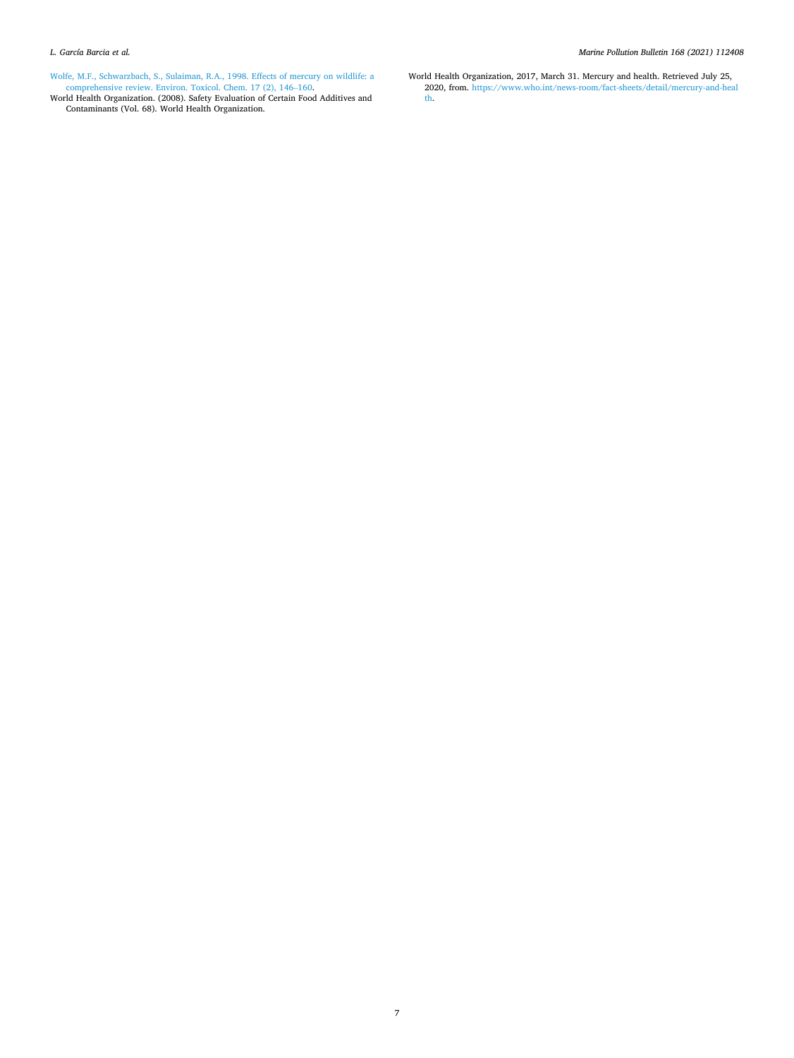Wolfe, M.F., Schwarzbach, S., Sulaiman, R.A., 1998. Effects of mercury on wildlife: a comprehensive review. Environ. Toxicol. Chem. 17 (2), 146–160.

World Health Organization. (2008). Safety Evaluation of Certain Food Additives and Contaminants (Vol. 68). World Health Organization.

World Health Organization, 2017, March 31. Mercury and health. Retrieved July 25, 2020, from. https://www.who.int/news-room/fact-sheets/detail/mercury-and-health.